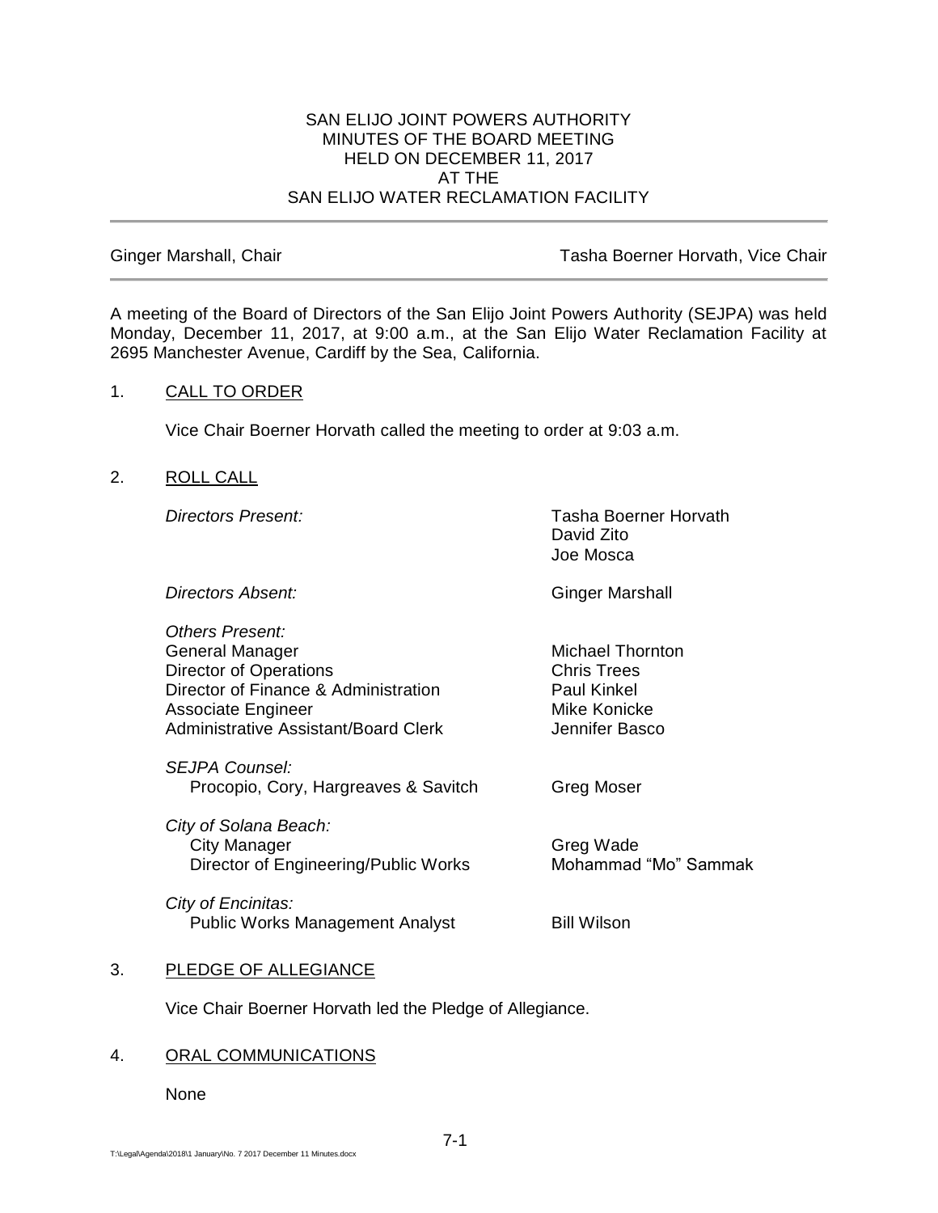# SAN ELIJO JOINT POWERS AUTHORITY
## MINUTES OF THE BOARD MEETING
## HELD ON DECEMBER 11, 2017
## AT THE
## SAN ELIJO WATER RECLAMATION FACILITY

---

Ginger Marshall, Chair | Tasha Boerner Horvath, Vice Chair

---

A meeting of the Board of Directors of the San Elijo Joint Powers Authority (SEJPA) was held Monday, December 11, 2017, at 9:00 a.m., at the San Elijo Water Reclamation Facility at 2695 Manchester Avenue, Cardiff by the Sea, California.

1. CALL TO ORDER

   Vice Chair Boerner Horvath called the meeting to order at 9:03 a.m.

2. ROLL CALL

| | |
|---|---|
| *Directors Present:* | Tasha Boerner Horvath<br>David Zito<br>Joe Mosca |
| *Directors Absent:* | Ginger Marshall |
| *Others Present:* | |
| General Manager | Michael Thornton |
| Director of Operations | Chris Trees |
| Director of Finance & Administration | Paul Kinkel |
| Associate Engineer | Mike Konicke |
| Administrative Assistant/Board Clerk | Jennifer Basco |
| *SEJPA Counsel:* | |
| Procopio, Cory, Hargreaves & Savitch | Greg Moser |
| *City of Solana Beach:* | |
| City Manager | Greg Wade |
| Director of Engineering/Public Works | Mohammad "Mo" Sammak |
| *City of Encinitas:* | |
| Public Works Management Analyst | Bill Wilson |

3. PLEDGE OF ALLEGIANCE

   Vice Chair Boerner Horvath led the Pledge of Allegiance.

4. ORAL COMMUNICATIONS

   None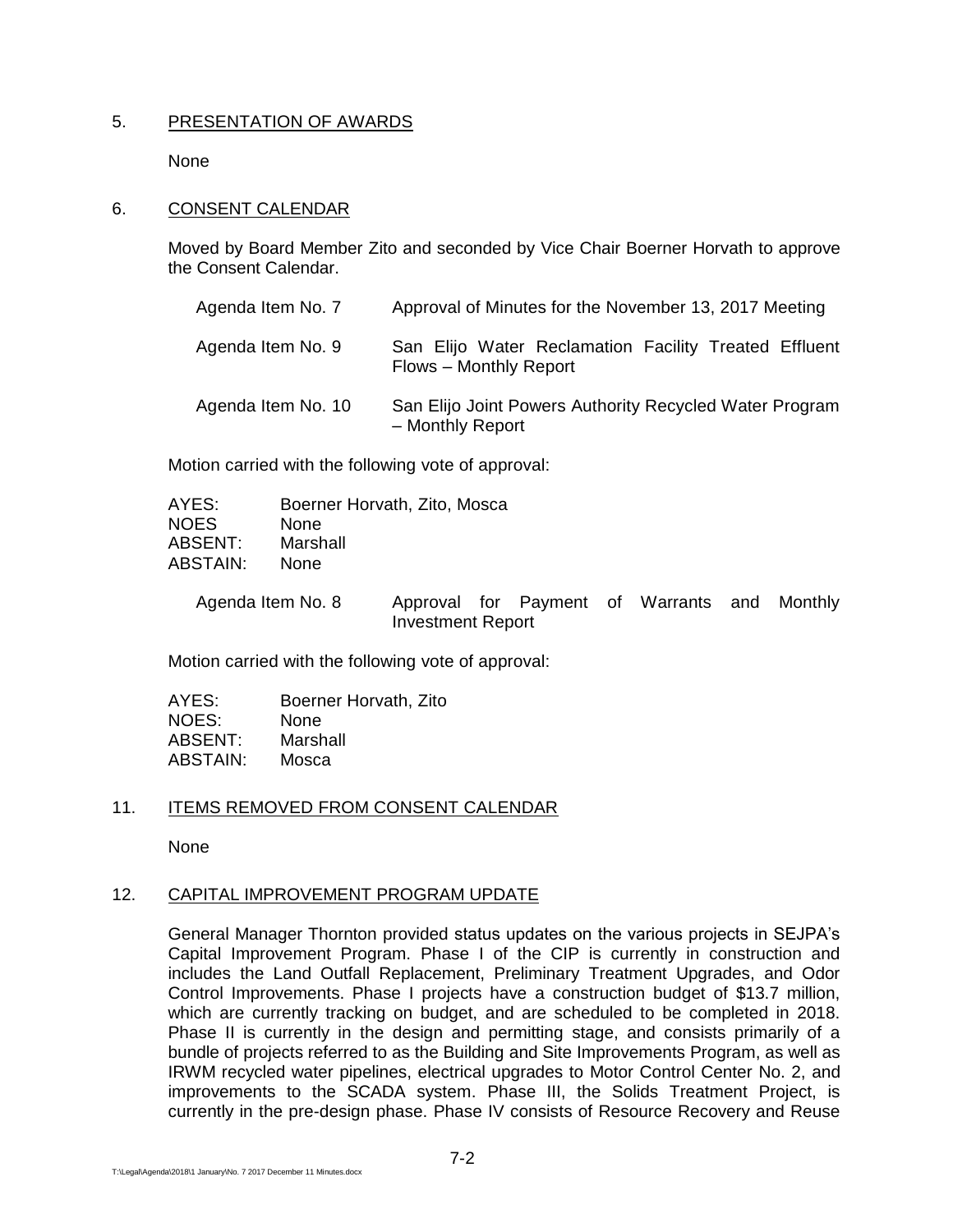## 5. PRESENTATION OF AWARDS

None

## 6. CONSENT CALENDAR

Moved by Board Member Zito and seconded by Vice Chair Boerner Horvath to approve the Consent Calendar.

| | |
|---|---|
| Agenda Item No. 7 | Approval of Minutes for the November 13, 2017 Meeting |
| Agenda Item No. 9 | San Elijo Water Reclamation Facility Treated Effluent Flows – Monthly Report |
| Agenda Item No. 10 | San Elijo Joint Powers Authority Recycled Water Program – Monthly Report |

Motion carried with the following vote of approval:

| | |
|---|---|
| AYES: | Boerner Horvath, Zito, Mosca |
| NOES | None |
| ABSENT: | Marshall |
| ABSTAIN: | None |

| | |
|---|---|
| Agenda Item No. 8 | Approval for Payment of Warrants and Monthly Investment Report |

Motion carried with the following vote of approval:

| | |
|---|---|
| AYES: | Boerner Horvath, Zito |
| NOES: | None |
| ABSENT: | Marshall |
| ABSTAIN: | Mosca |

## 11. ITEMS REMOVED FROM CONSENT CALENDAR

None

## 12. CAPITAL IMPROVEMENT PROGRAM UPDATE

General Manager Thornton provided status updates on the various projects in SEJPA's Capital Improvement Program. Phase I of the CIP is currently in construction and includes the Land Outfall Replacement, Preliminary Treatment Upgrades, and Odor Control Improvements. Phase I projects have a construction budget of $13.7 million, which are currently tracking on budget, and are scheduled to be completed in 2018. Phase II is currently in the design and permitting stage, and consists primarily of a bundle of projects referred to as the Building and Site Improvements Program, as well as IRWM recycled water pipelines, electrical upgrades to Motor Control Center No. 2, and improvements to the SCADA system. Phase III, the Solids Treatment Project, is currently in the pre-design phase. Phase IV consists of Resource Recovery and Reuse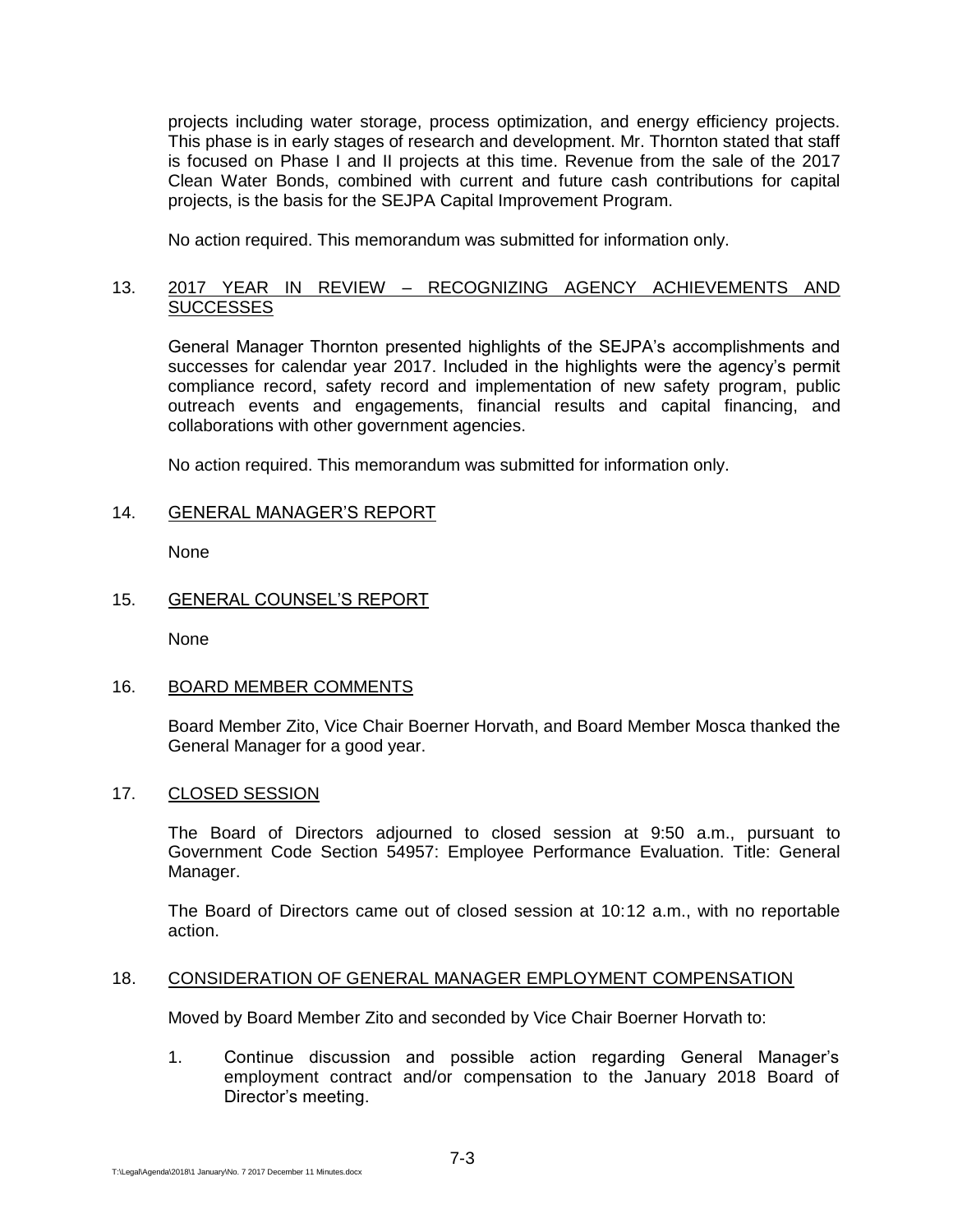projects including water storage, process optimization, and energy efficiency projects. This phase is in early stages of research and development. Mr. Thornton stated that staff is focused on Phase I and II projects at this time. Revenue from the sale of the 2017 Clean Water Bonds, combined with current and future cash contributions for capital projects, is the basis for the SEJPA Capital Improvement Program.

No action required. This memorandum was submitted for information only.

13. <u>2017 YEAR IN REVIEW – RECOGNIZING AGENCY ACHIEVEMENTS AND SUCCESSES</u>

General Manager Thornton presented highlights of the SEJPA's accomplishments and successes for calendar year 2017. Included in the highlights were the agency's permit compliance record, safety record and implementation of new safety program, public outreach events and engagements, financial results and capital financing, and collaborations with other government agencies.

No action required. This memorandum was submitted for information only.

14. <u>GENERAL MANAGER'S REPORT</u>

None

15. <u>GENERAL COUNSEL'S REPORT</u>

None

16. <u>BOARD MEMBER COMMENTS</u>

Board Member Zito, Vice Chair Boerner Horvath, and Board Member Mosca thanked the General Manager for a good year.

17. <u>CLOSED SESSION</u>

The Board of Directors adjourned to closed session at 9:50 a.m., pursuant to Government Code Section 54957: Employee Performance Evaluation. Title: General Manager.

The Board of Directors came out of closed session at 10:12 a.m., with no reportable action.

18. <u>CONSIDERATION OF GENERAL MANAGER EMPLOYMENT COMPENSATION</u>

Moved by Board Member Zito and seconded by Vice Chair Boerner Horvath to:

1. Continue discussion and possible action regarding General Manager's employment contract and/or compensation to the January 2018 Board of Director's meeting.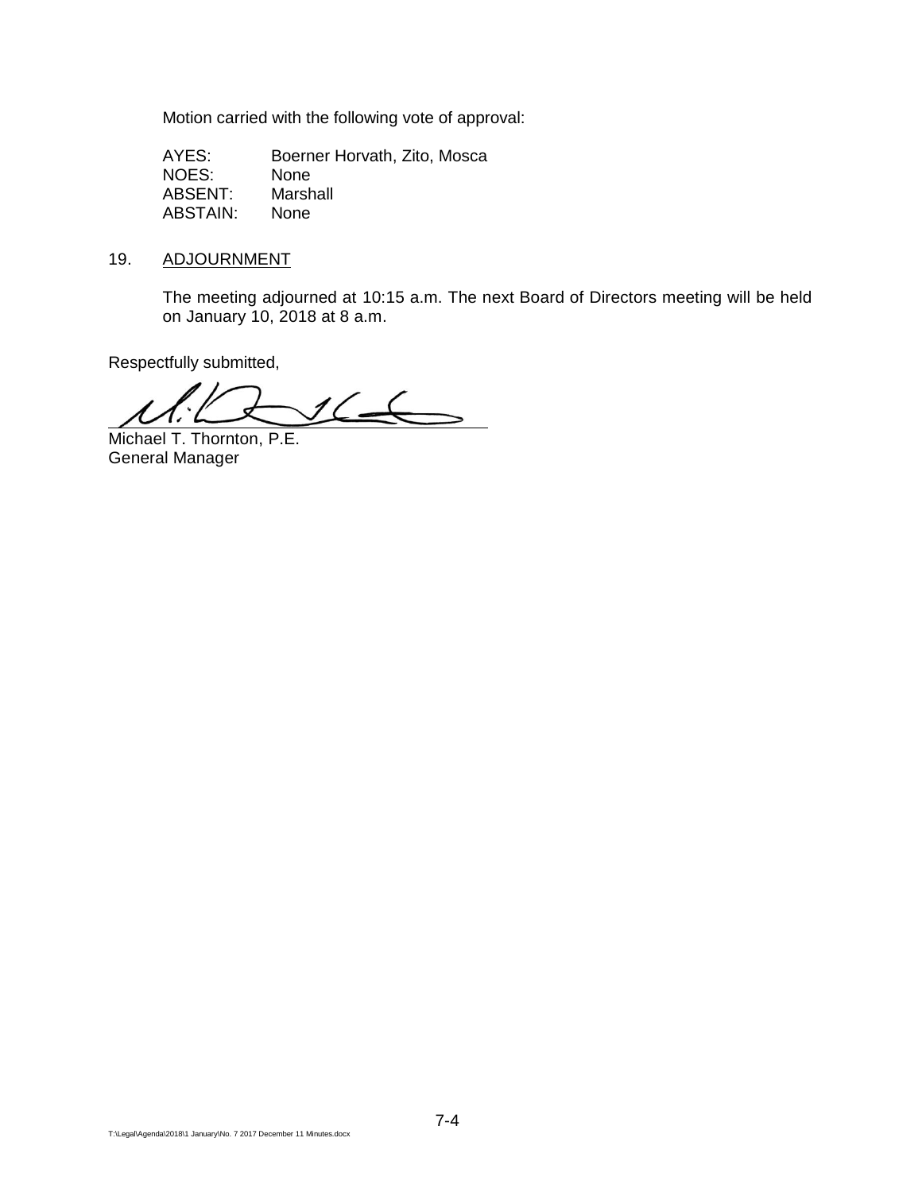Motion carried with the following vote of approval:

| | |
|---|---|
| AYES: | Boerner Horvath, Zito, Mosca |
| NOES: | None |
| ABSENT: | Marshall |
| ABSTAIN: | None |

19. ADJOURNMENT

The meeting adjourned at 10:15 a.m. The next Board of Directors meeting will be held on January 10, 2018 at 8 a.m.

Respectfully submitted,

Michael T. Thornton, P.E.
General Manager

T:\Legal\Agenda\2018\1 January\No. 7 2017 December 11 Minutes.docx